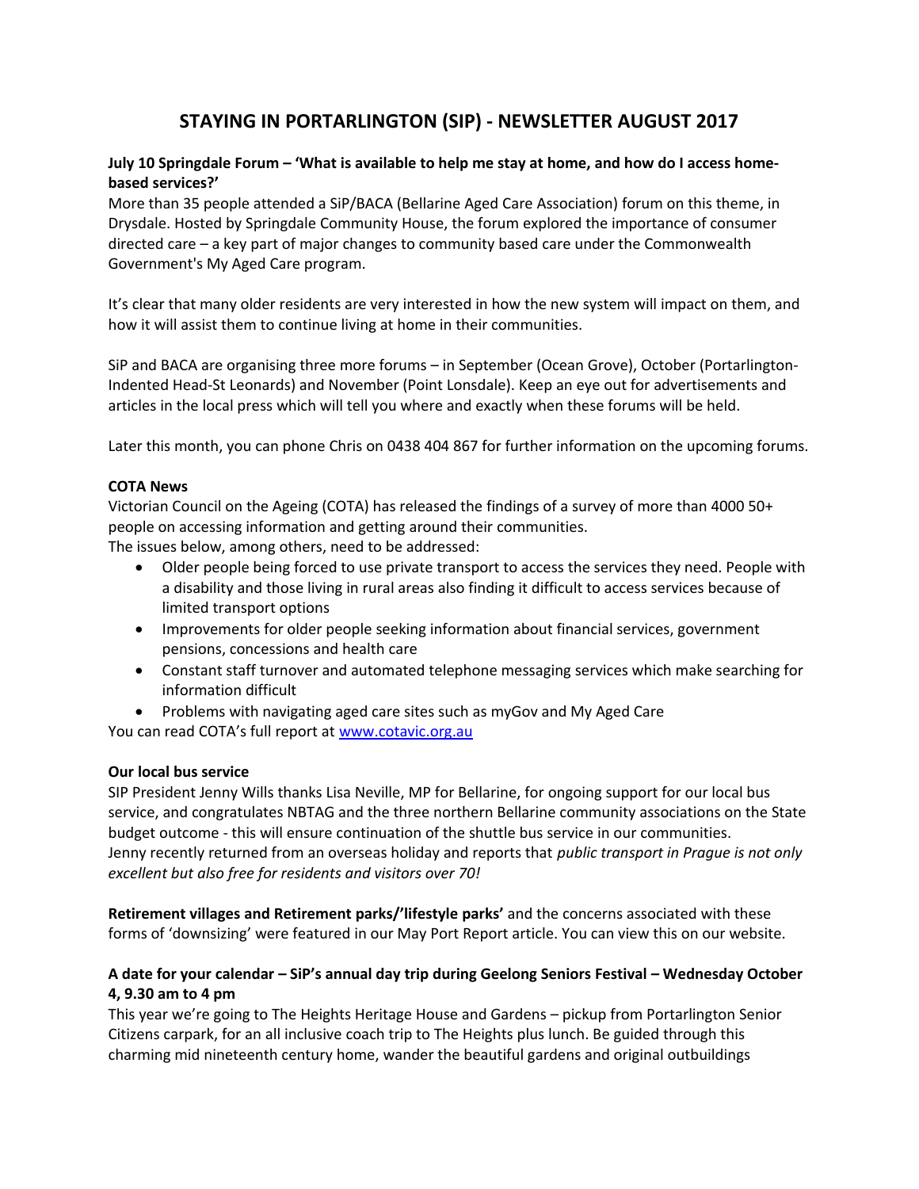# STAYING IN PORTARLINGTON (SIP) - NEWSLETTER AUGUST 2017

**July 10 Springdale Forum – 'What is available to help me stay at home, and how do I access home-based services?'**

More than 35 people attended a SiP/BACA (Bellarine Aged Care Association) forum on this theme, in Drysdale. Hosted by Springdale Community House, the forum explored the importance of consumer directed care – a key part of major changes to community based care under the Commonwealth Government's My Aged Care program.

It's clear that many older residents are very interested in how the new system will impact on them, and how it will assist them to continue living at home in their communities.

SiP and BACA are organising three more forums – in September (Ocean Grove), October (Portarlington-Indented Head-St Leonards) and November (Point Lonsdale). Keep an eye out for advertisements and articles in the local press which will tell you where and exactly when these forums will be held.

Later this month, you can phone Chris on 0438 404 867 for further information on the upcoming forums.

**COTA News**

Victorian Council on the Ageing (COTA) has released the findings of a survey of more than 4000 50+ people on accessing information and getting around their communities.

The issues below, among others, need to be addressed:

- Older people being forced to use private transport to access the services they need. People with a disability and those living in rural areas also finding it difficult to access services because of limited transport options
- Improvements for older people seeking information about financial services, government pensions, concessions and health care
- Constant staff turnover and automated telephone messaging services which make searching for information difficult
- Problems with navigating aged care sites such as myGov and My Aged Care

You can read COTA's full report at www.cotavic.org.au

**Our local bus service**

SIP President Jenny Wills thanks Lisa Neville, MP for Bellarine, for ongoing support for our local bus service, and congratulates NBTAG and the three northern Bellarine community associations on the State budget outcome - this will ensure continuation of the shuttle bus service in our communities.
Jenny recently returned from an overseas holiday and reports that *public transport in Prague is not only excellent but also free for residents and visitors over 70!*

**Retirement villages and Retirement parks/'lifestyle parks'** and the concerns associated with these forms of 'downsizing' were featured in our May Port Report article. You can view this on our website.

**A date for your calendar – SiP's annual day trip during Geelong Seniors Festival – Wednesday October 4, 9.30 am to 4 pm**

This year we're going to The Heights Heritage House and Gardens – pickup from Portarlington Senior Citizens carpark, for an all inclusive coach trip to The Heights plus lunch. Be guided through this charming mid nineteenth century home, wander the beautiful gardens and original outbuildings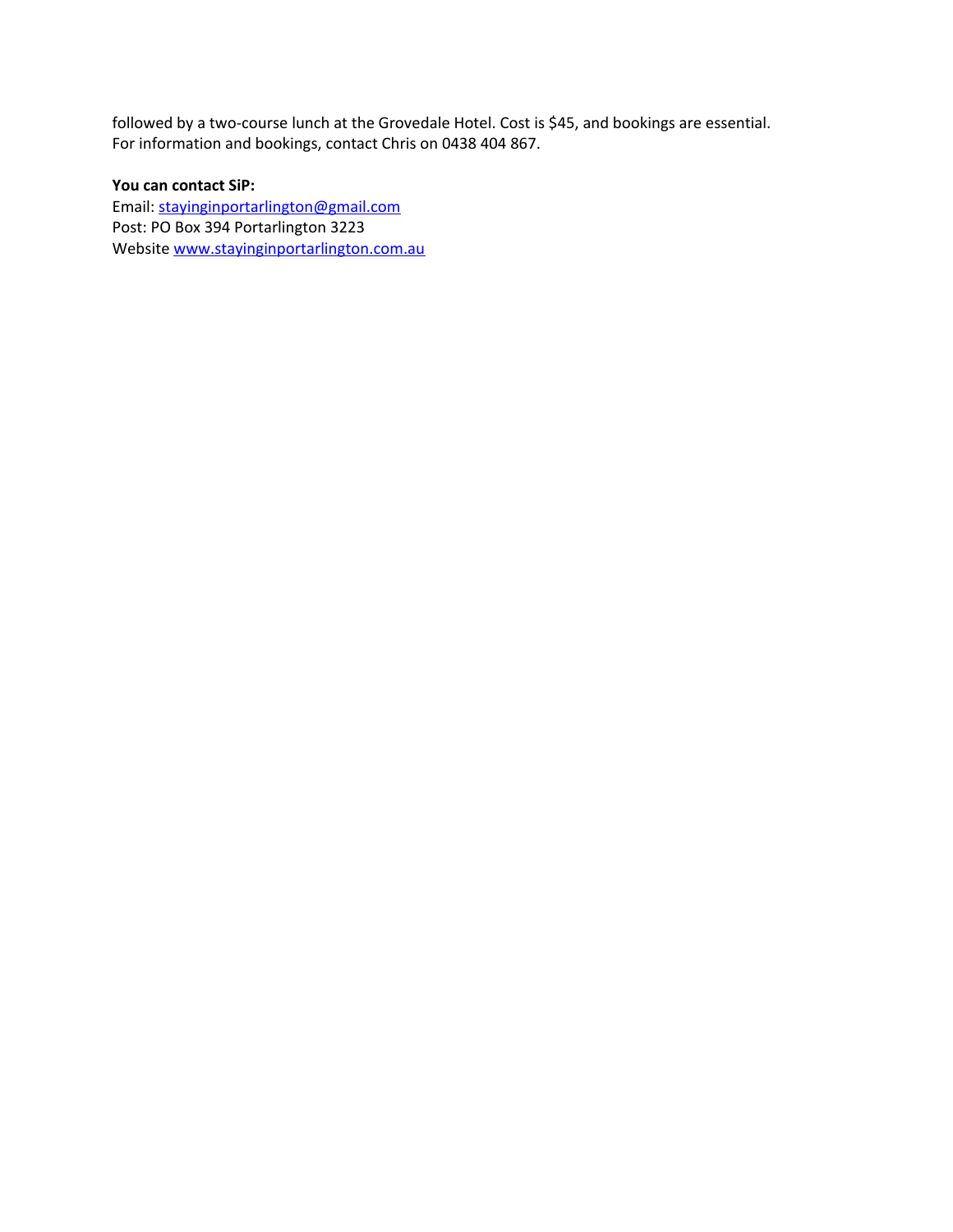followed by a two-course lunch at the Grovedale Hotel. Cost is $45, and bookings are essential. For information and bookings, contact Chris on 0438 404 867.

**You can contact SiP:**
Email: stayinginportarlington@gmail.com
Post: PO Box 394 Portarlington 3223
Website www.stayinginportarlington.com.au